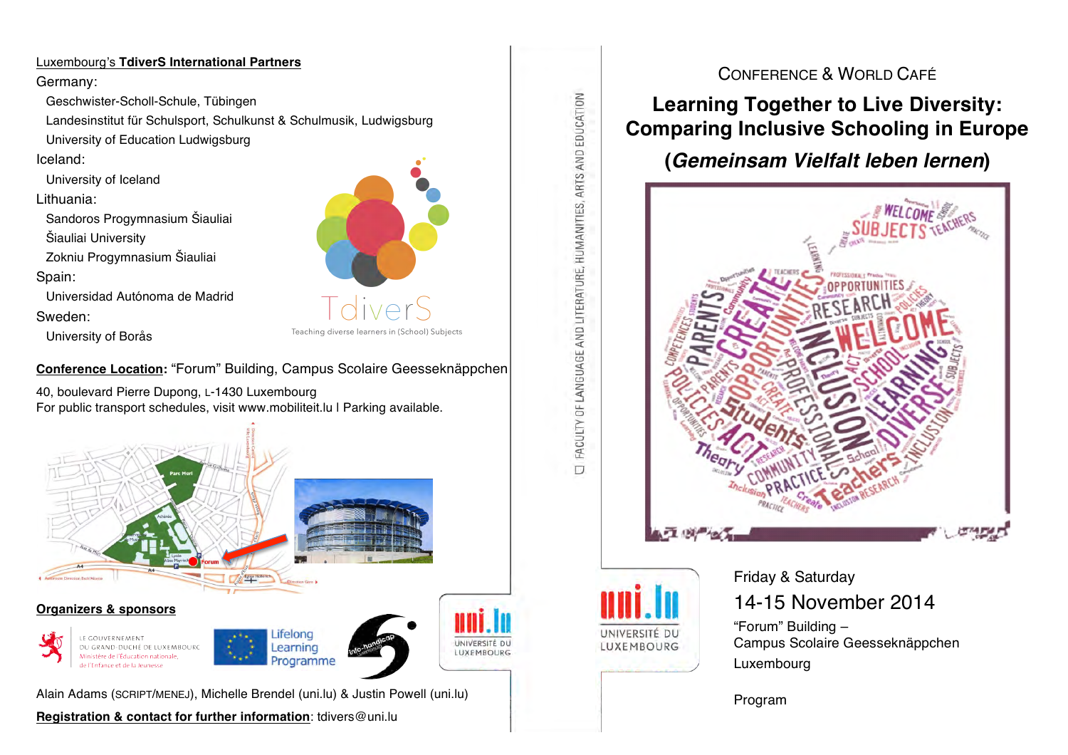## Luxembourg's **TdiverS International Partners**

Germany:

- Geschwister-Scholl-Schule, Tübingen
- Landesinstitut für Schulsport, Schulkunst & Schulmusik, Ludwigsburg
- University of Education Ludwigsburg

Iceland:

- University of Iceland

Lithuania:

- Sandoros Progymnasium Šiauliai
- Šiauliai University
- Zokniu Progymnasium Šiauliai

Spain:

- Universidad Autónoma de Madrid

Sweden:

- University of Borås

TdiverS

Teaching diverse learners in (School) Subjects

**Conference Location:** "Forum" Building, Campus Scolaire Geesseknäppchen

40, boulevard Pierre Dupong, L-1430 Luxembourg
For public transport schedules, visit www.mobiliteit.lu I Parking available.

**Organizers & sponsors**

Le Gouvernement du Grand-Duché de Luxembourg, Ministère de l'Éducation nationale, de l'Enfance et de la Jeunesse

Lifelong Learning Programme

Info-handicap

Université du Luxembourg

Alain Adams (SCRIPT/MENEJ), Michelle Brendel (uni.lu) & Justin Powell (uni.lu)

**Registration & contact for further information**: tdivers@uni.lu

FACULTY OF LANGUAGE AND LITERATURE, HUMANITIES, ARTS AND EDUCATION

CONFERENCE & WORLD CAFÉ

# Learning Together to Live Diversity: Comparing Inclusive Schooling in Europe

## (*Gemeinsam Vielfalt leben lernen*)

Université du Luxembourg

Friday & Saturday

14-15 November 2014

"Forum" Building –
Campus Scolaire Geesseknäppchen
Luxembourg

Program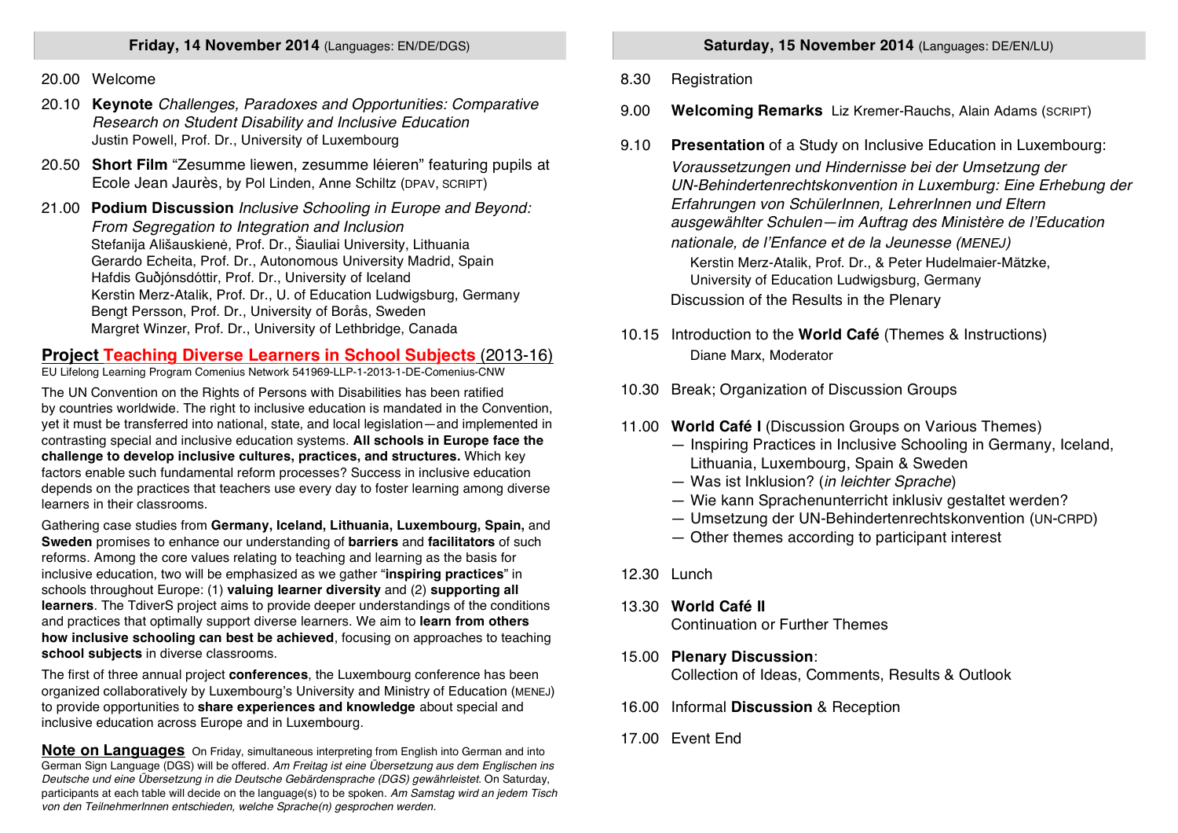## **Friday, 14 November 2014** (Languages: EN/DE/DGS)

20.00 Welcome

20.10 **Keynote** *Challenges, Paradoxes and Opportunities: Comparative Research on Student Disability and Inclusive Education*
Justin Powell, Prof. Dr., University of Luxembourg

20.50 **Short Film** "Zesumme liewen, zesumme léieren" featuring pupils at Ecole Jean Jaurès, by Pol Linden, Anne Schiltz (DPAV, SCRIPT)

21.00 **Podium Discussion** *Inclusive Schooling in Europe and Beyond: From Segregation to Integration and Inclusion*
Stefanija Ališauskienė, Prof. Dr., Šiauliai University, Lithuania
Gerardo Echeita, Prof. Dr., Autonomous University Madrid, Spain
Hafdis Guðjónsdóttir, Prof. Dr., University of Iceland
Kerstin Merz-Atalik, Prof. Dr., U. of Education Ludwigsburg, Germany
Bengt Persson, Prof. Dr., University of Borås, Sweden
Margret Winzer, Prof. Dr., University of Lethbridge, Canada

## Project Teaching Diverse Learners in School Subjects (2013-16)

EU Lifelong Learning Program Comenius Network 541969-LLP-1-2013-1-DE-Comenius-CNW

The UN Convention on the Rights of Persons with Disabilities has been ratified by countries worldwide. The right to inclusive education is mandated in the Convention, yet it must be transferred into national, state, and local legislation—and implemented in contrasting special and inclusive education systems. **All schools in Europe face the challenge to develop inclusive cultures, practices, and structures.** Which key factors enable such fundamental reform processes? Success in inclusive education depends on the practices that teachers use every day to foster learning among diverse learners in their classrooms.

Gathering case studies from **Germany, Iceland, Lithuania, Luxembourg, Spain,** and **Sweden** promises to enhance our understanding of **barriers** and **facilitators** of such reforms. Among the core values relating to teaching and learning as the basis for inclusive education, two will be emphasized as we gather "**inspiring practices**" in schools throughout Europe: (1) **valuing learner diversity** and (2) **supporting all learners**. The TdiverS project aims to provide deeper understandings of the conditions and practices that optimally support diverse learners. We aim to **learn from others how inclusive schooling can best be achieved**, focusing on approaches to teaching **school subjects** in diverse classrooms.

The first of three annual project **conferences**, the Luxembourg conference has been organized collaboratively by Luxembourg's University and Ministry of Education (MENEJ) to provide opportunities to **share experiences and knowledge** about special and inclusive education across Europe and in Luxembourg.

**Note on Languages** On Friday, simultaneous interpreting from English into German and into German Sign Language (DGS) will be offered. *Am Freitag ist eine Übersetzung aus dem Englischen ins Deutsche und eine Übersetzung in die Deutsche Gebärdensprache (DGS) gewährleistet.* On Saturday, participants at each table will decide on the language(s) to be spoken. *Am Samstag wird an jedem Tisch von den TeilnehmerInnen entschieden, welche Sprache(n) gesprochen werden.*

## **Saturday, 15 November 2014** (Languages: DE/EN/LU)

8.30 Registration

9.00 **Welcoming Remarks** Liz Kremer-Rauchs, Alain Adams (SCRIPT)

9.10 **Presentation** of a Study on Inclusive Education in Luxembourg: *Voraussetzungen und Hindernisse bei der Umsetzung der UN-Behindertenrechtskonvention in Luxemburg: Eine Erhebung der Erfahrungen von SchülerInnen, LehrerInnen und Eltern ausgewählter Schulen—im Auftrag des Ministère de l'Education nationale, de l'Enfance et de la Jeunesse (MENEJ)*
Kerstin Merz-Atalik, Prof. Dr., & Peter Hudelmaier-Mätzke, University of Education Ludwigsburg, Germany
Discussion of the Results in the Plenary

10.15 Introduction to the **World Café** (Themes & Instructions)
Diane Marx, Moderator

10.30 Break; Organization of Discussion Groups

11.00 **World Café I** (Discussion Groups on Various Themes)
— Inspiring Practices in Inclusive Schooling in Germany, Iceland, Lithuania, Luxembourg, Spain & Sweden
— Was ist Inklusion? (*in leichter Sprache*)
— Wie kann Sprachenunterricht inklusiv gestaltet werden?
— Umsetzung der UN-Behindertenrechtskonvention (UN-CRPD)
— Other themes according to participant interest

12.30 Lunch

13.30 **World Café II**
Continuation or Further Themes

15.00 **Plenary Discussion**:
Collection of Ideas, Comments, Results & Outlook

16.00 Informal **Discussion** & Reception

17.00 Event End